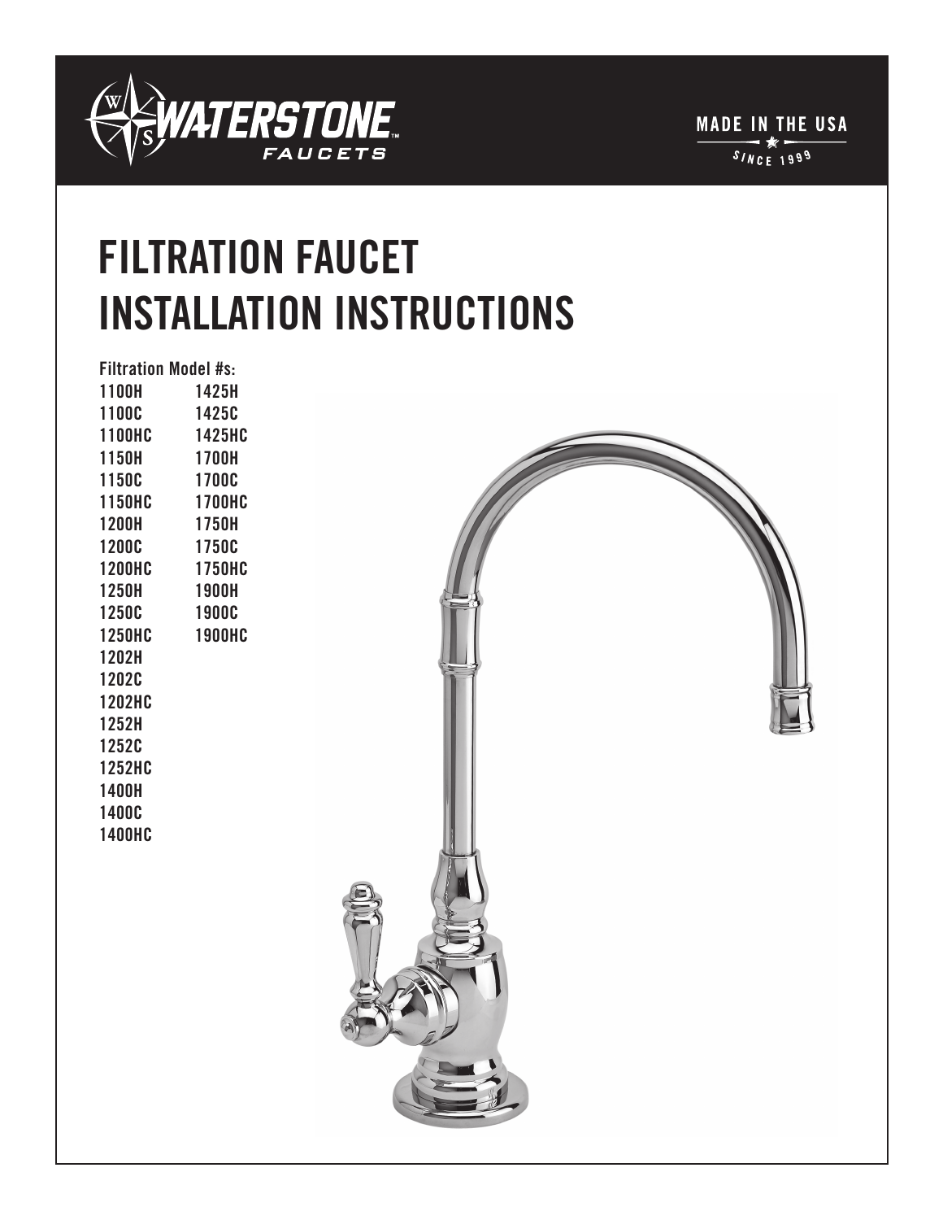WATERSTONE FAUCETS

MADE IN THE USA

SINCE 1999

# FILTRATION FAUCET INSTALLATION INSTRUCTIONS

**Filtration Model #s:**

1100H
1100C
1100HC
1150H
1150C
1150HC
1200H
1200C
1200HC
1250H
1250C
1250HC
1202H
1202C
1202HC
1252H
1252C
1252HC
1400H
1400C
1400HC
1425H
1425C
1425HC
1700H
1700C
1700HC
1750H
1750C
1750HC
1900H
1900C
1900HC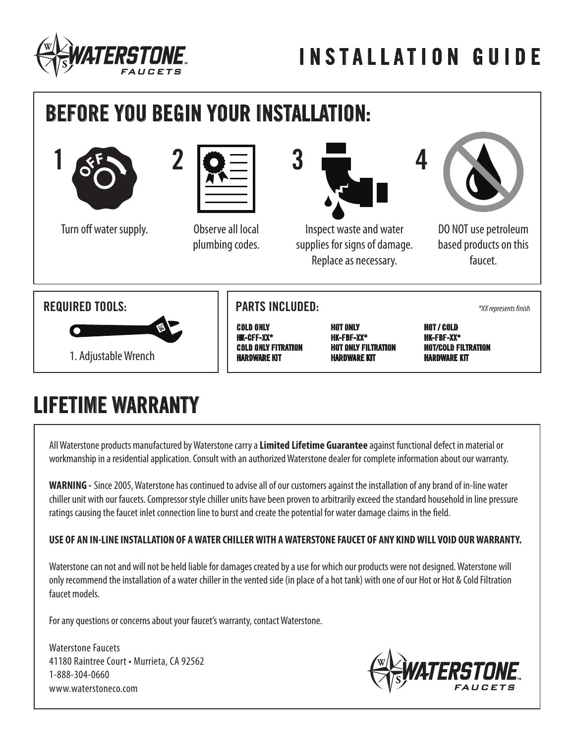# INSTALLATION GUIDE

## BEFORE YOU BEGIN YOUR INSTALLATION:

1. Turn off water supply.
2. Observe all local plumbing codes.
3. Inspect waste and water supplies for signs of damage. Replace as necessary.
4. DO NOT use petroleum based products on this faucet.

### REQUIRED TOOLS:

1. Adjustable Wrench

### PARTS INCLUDED:

*\*XX represents finish*

| COLD ONLY | HOT ONLY | HOT / COLD |
|---|---|---|
| HK-CFF-XX* | HK-FBF-XX* | HK-FBF-XX* |
| COLD ONLY FITRATION HARDWARE KIT | HOT ONLY FILTRATION HARDWARE KIT | HOT/COLD FILTRATION HARDWARE KIT |

## LIFETIME WARRANTY

All Waterstone products manufactured by Waterstone carry a **Limited Lifetime Guarantee** against functional defect in material or workmanship in a residential application. Consult with an authorized Waterstone dealer for complete information about our warranty.

**WARNING -** Since 2005, Waterstone has continued to advise all of our customers against the installation of any brand of in-line water chiller unit with our faucets. Compressor style chiller units have been proven to arbitrarily exceed the standard household in line pressure ratings causing the faucet inlet connection line to burst and create the potential for water damage claims in the field.

**USE OF AN IN-LINE INSTALLATION OF A WATER CHILLER WITH A WATERSTONE FAUCET OF ANY KIND WILL VOID OUR WARRANTY.**

Waterstone can not and will not be held liable for damages created by a use for which our products were not designed. Waterstone will only recommend the installation of a water chiller in the vented side (in place of a hot tank) with one of our Hot or Hot & Cold Filtration faucet models.

For any questions or concerns about your faucet's warranty, contact Waterstone.

Waterstone Faucets
41180 Raintree Court • Murrieta, CA 92562
1-888-304-0660
www.waterstoneco.com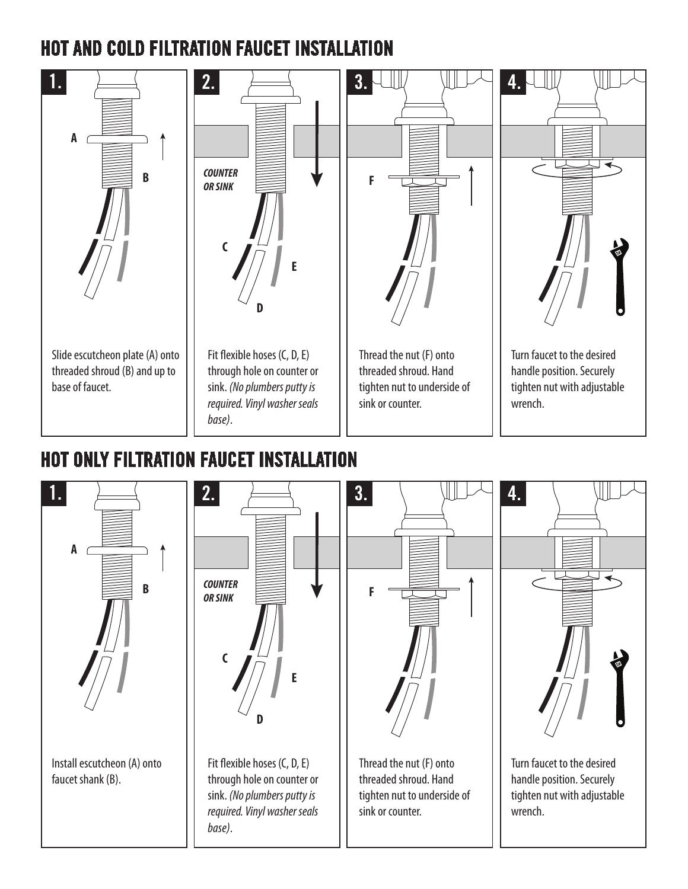# HOT AND COLD FILTRATION FAUCET INSTALLATION

**1.**

A

B

Slide escutcheon plate (A) onto threaded shroud (B) and up to base of faucet.

**2.**

*COUNTER OR SINK*

C

D

E

Fit flexible hoses (C, D, E) through hole on counter or sink. *(No plumbers putty is required. Vinyl washer seals base)*.

**3.**

F

Thread the nut (F) onto threaded shroud. Hand tighten nut to underside of sink or counter.

**4.**

Turn faucet to the desired handle position. Securely tighten nut with adjustable wrench.

# HOT ONLY FILTRATION FAUCET INSTALLATION

**1.**

A

B

Install escutcheon (A) onto faucet shank (B).

**2.**

*COUNTER OR SINK*

C

D

E

Fit flexible hoses (C, D, E) through hole on counter or sink. *(No plumbers putty is required. Vinyl washer seals base)*.

**3.**

F

Thread the nut (F) onto threaded shroud. Hand tighten nut to underside of sink or counter.

**4.**

Turn faucet to the desired handle position. Securely tighten nut with adjustable wrench.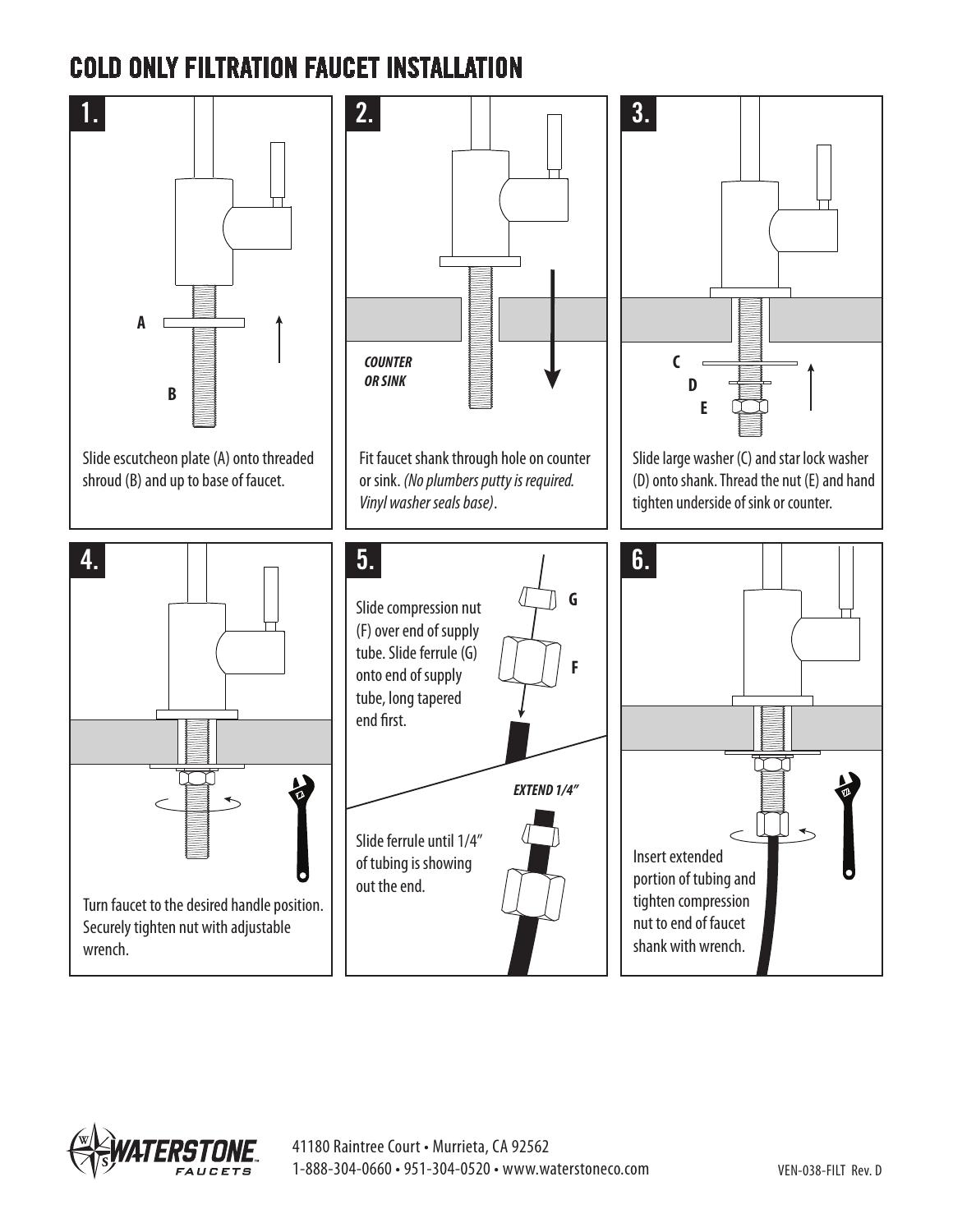# COLD ONLY FILTRATION FAUCET INSTALLATION

**1.**

A

B

Slide escutcheon plate (A) onto threaded shroud (B) and up to base of faucet.

**2.**

***COUNTER OR SINK***

Fit faucet shank through hole on counter or sink. *(No plumbers putty is required. Vinyl washer seals base)*.

**3.**

C

D

E

Slide large washer (C) and star lock washer (D) onto shank. Thread the nut (E) and hand tighten underside of sink or counter.

**4.**

Turn faucet to the desired handle position. Securely tighten nut with adjustable wrench.

**5.**

G

F

Slide compression nut (F) over end of supply tube. Slide ferrule (G) onto end of supply tube, long tapered end first.

***EXTEND 1/4"***

Slide ferrule until 1/4" of tubing is showing out the end.

**6.**

Insert extended portion of tubing and tighten compression nut to end of faucet shank with wrench.

WATERSTONE FAUCETS

41180 Raintree Court • Murrieta, CA 92562
1-888-304-0660 • 951-304-0520 • www.waterstoneco.com

VEN-038-FILT Rev. D